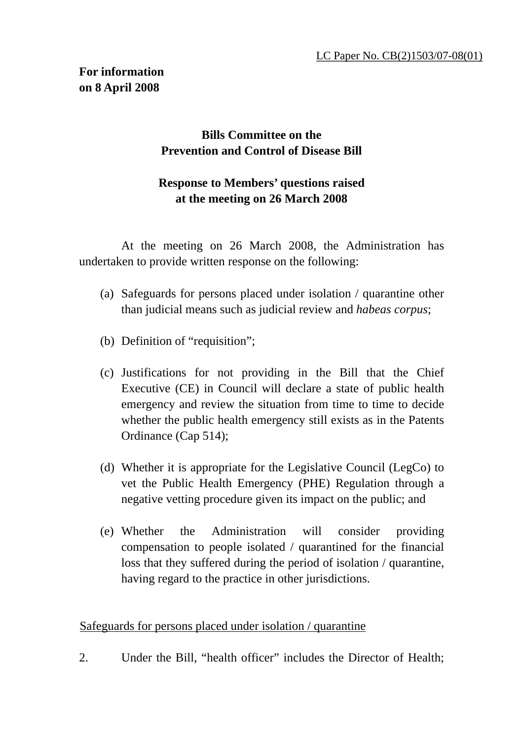LC Paper No. CB(2)1503/07-08(01)

**For information**
**on 8 April 2008**

**Bills Committee on the**
**Prevention and Control of Disease Bill**

**Response to Members' questions raised**
**at the meeting on 26 March 2008**

At the meeting on 26 March 2008, the Administration has undertaken to provide written response on the following:

(a) Safeguards for persons placed under isolation / quarantine other than judicial means such as judicial review and *habeas corpus*;

(b) Definition of "requisition";

(c) Justifications for not providing in the Bill that the Chief Executive (CE) in Council will declare a state of public health emergency and review the situation from time to time to decide whether the public health emergency still exists as in the Patents Ordinance (Cap 514);

(d) Whether it is appropriate for the Legislative Council (LegCo) to vet the Public Health Emergency (PHE) Regulation through a negative vetting procedure given its impact on the public; and

(e) Whether the Administration will consider providing compensation to people isolated / quarantined for the financial loss that they suffered during the period of isolation / quarantine, having regard to the practice in other jurisdictions.

Safeguards for persons placed under isolation / quarantine

2. Under the Bill, "health officer" includes the Director of Health;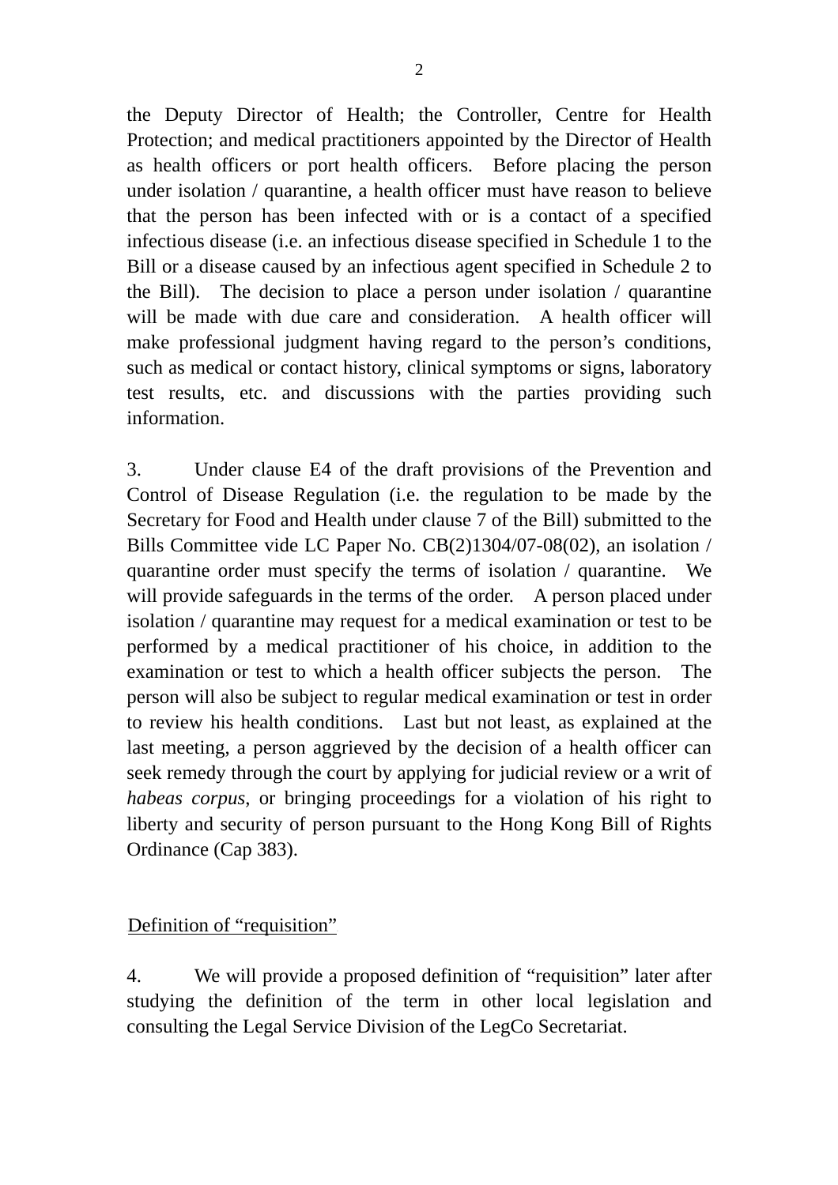the Deputy Director of Health; the Controller, Centre for Health Protection; and medical practitioners appointed by the Director of Health as health officers or port health officers. Before placing the person under isolation / quarantine, a health officer must have reason to believe that the person has been infected with or is a contact of a specified infectious disease (i.e. an infectious disease specified in Schedule 1 to the Bill or a disease caused by an infectious agent specified in Schedule 2 to the Bill). The decision to place a person under isolation / quarantine will be made with due care and consideration. A health officer will make professional judgment having regard to the person's conditions, such as medical or contact history, clinical symptoms or signs, laboratory test results, etc. and discussions with the parties providing such information.

3. Under clause E4 of the draft provisions of the Prevention and Control of Disease Regulation (i.e. the regulation to be made by the Secretary for Food and Health under clause 7 of the Bill) submitted to the Bills Committee vide LC Paper No. CB(2)1304/07-08(02), an isolation / quarantine order must specify the terms of isolation / quarantine. We will provide safeguards in the terms of the order. A person placed under isolation / quarantine may request for a medical examination or test to be performed by a medical practitioner of his choice, in addition to the examination or test to which a health officer subjects the person. The person will also be subject to regular medical examination or test in order to review his health conditions. Last but not least, as explained at the last meeting, a person aggrieved by the decision of a health officer can seek remedy through the court by applying for judicial review or a writ of *habeas corpus*, or bringing proceedings for a violation of his right to liberty and security of person pursuant to the Hong Kong Bill of Rights Ordinance (Cap 383).

## Definition of "requisition"

4. We will provide a proposed definition of "requisition" later after studying the definition of the term in other local legislation and consulting the Legal Service Division of the LegCo Secretariat.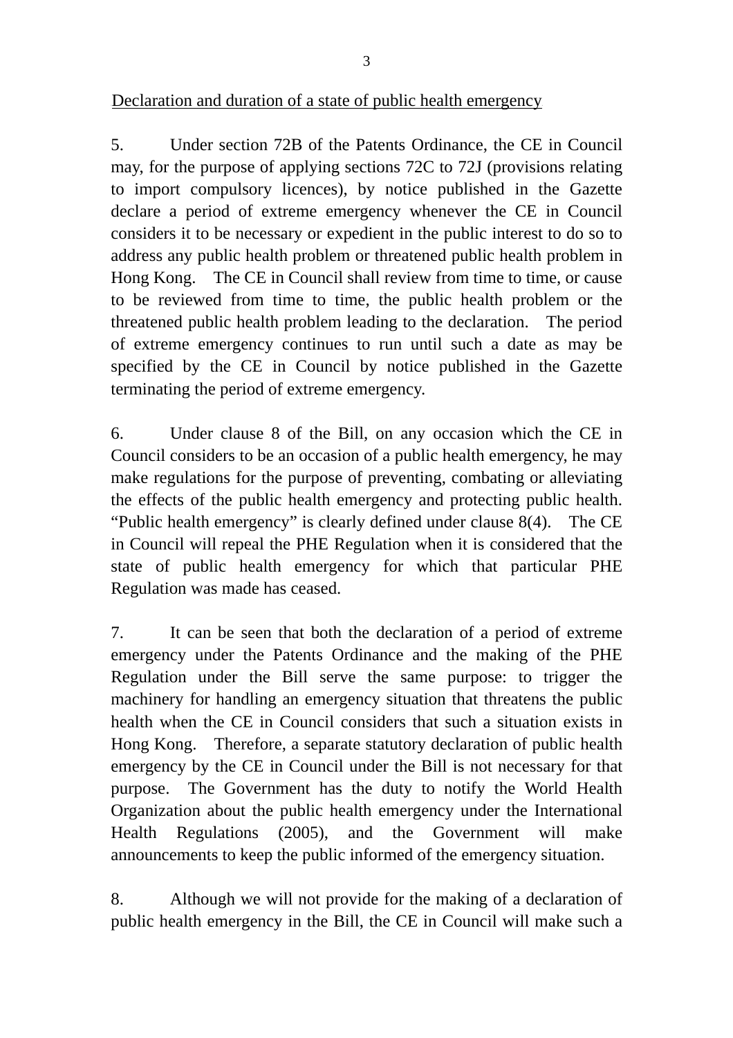<u>Declaration and duration of a state of public health emergency</u>

5. Under section 72B of the Patents Ordinance, the CE in Council may, for the purpose of applying sections 72C to 72J (provisions relating to import compulsory licences), by notice published in the Gazette declare a period of extreme emergency whenever the CE in Council considers it to be necessary or expedient in the public interest to do so to address any public health problem or threatened public health problem in Hong Kong. The CE in Council shall review from time to time, or cause to be reviewed from time to time, the public health problem or the threatened public health problem leading to the declaration. The period of extreme emergency continues to run until such a date as may be specified by the CE in Council by notice published in the Gazette terminating the period of extreme emergency.

6. Under clause 8 of the Bill, on any occasion which the CE in Council considers to be an occasion of a public health emergency, he may make regulations for the purpose of preventing, combating or alleviating the effects of the public health emergency and protecting public health. "Public health emergency" is clearly defined under clause 8(4). The CE in Council will repeal the PHE Regulation when it is considered that the state of public health emergency for which that particular PHE Regulation was made has ceased.

7. It can be seen that both the declaration of a period of extreme emergency under the Patents Ordinance and the making of the PHE Regulation under the Bill serve the same purpose: to trigger the machinery for handling an emergency situation that threatens the public health when the CE in Council considers that such a situation exists in Hong Kong. Therefore, a separate statutory declaration of public health emergency by the CE in Council under the Bill is not necessary for that purpose. The Government has the duty to notify the World Health Organization about the public health emergency under the International Health Regulations (2005), and the Government will make announcements to keep the public informed of the emergency situation.

8. Although we will not provide for the making of a declaration of public health emergency in the Bill, the CE in Council will make such a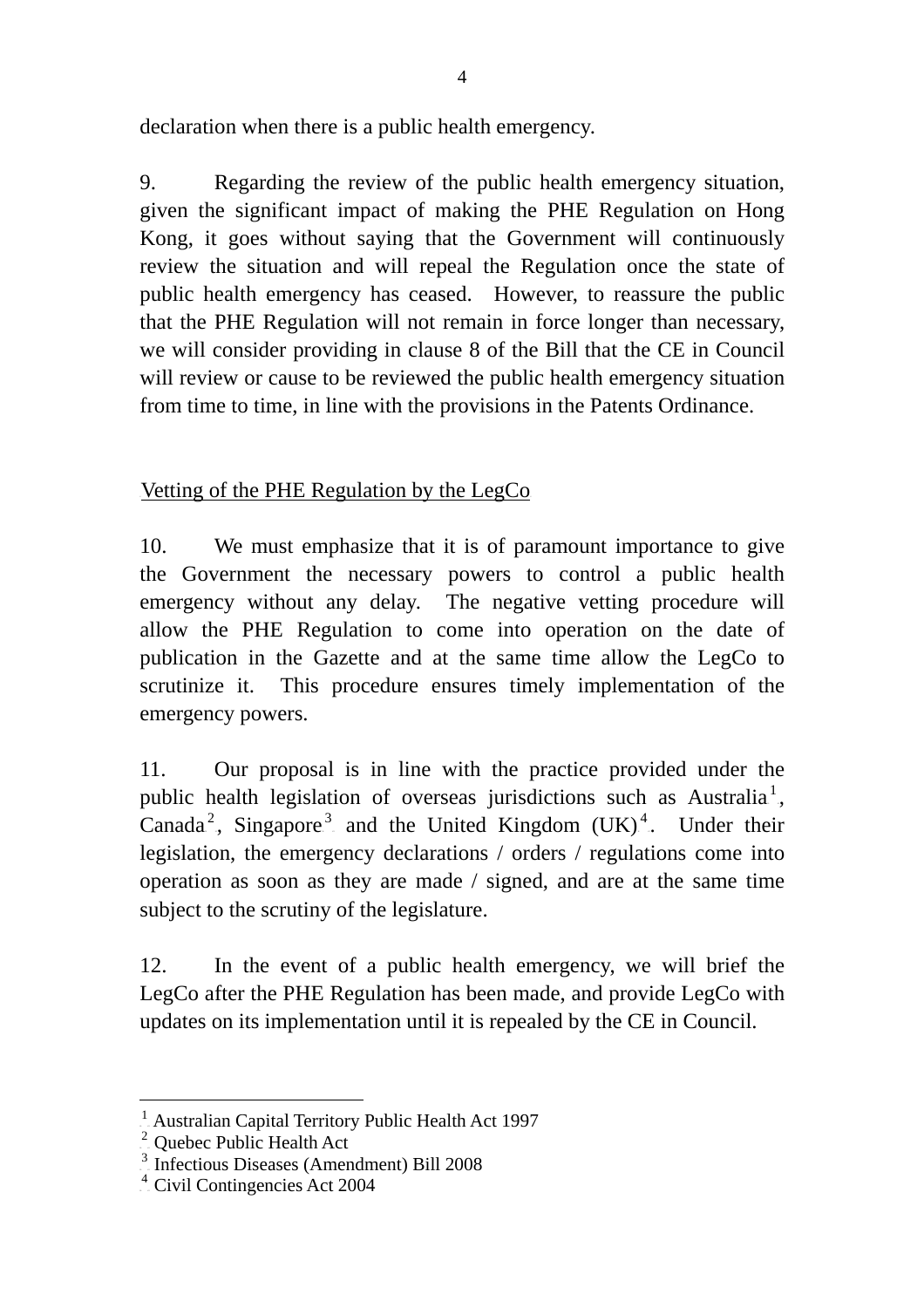declaration when there is a public health emergency.

9. Regarding the review of the public health emergency situation, given the significant impact of making the PHE Regulation on Hong Kong, it goes without saying that the Government will continuously review the situation and will repeal the Regulation once the state of public health emergency has ceased. However, to reassure the public that the PHE Regulation will not remain in force longer than necessary, we will consider providing in clause 8 of the Bill that the CE in Council will review or cause to be reviewed the public health emergency situation from time to time, in line with the provisions in the Patents Ordinance.

## Vetting of the PHE Regulation by the LegCo

10. We must emphasize that it is of paramount importance to give the Government the necessary powers to control a public health emergency without any delay. The negative vetting procedure will allow the PHE Regulation to come into operation on the date of publication in the Gazette and at the same time allow the LegCo to scrutinize it. This procedure ensures timely implementation of the emergency powers.

11. Our proposal is in line with the practice provided under the public health legislation of overseas jurisdictions such as Australia[1], Canada[2], Singapore[3] and the United Kingdom (UK)[4]. Under their legislation, the emergency declarations / orders / regulations come into operation as soon as they are made / signed, and are at the same time subject to the scrutiny of the legislature.

12. In the event of a public health emergency, we will brief the LegCo after the PHE Regulation has been made, and provide LegCo with updates on its implementation until it is repealed by the CE in Council.

---

[1] Australian Capital Territory Public Health Act 1997
[2] Quebec Public Health Act
[3] Infectious Diseases (Amendment) Bill 2008
[4] Civil Contingencies Act 2004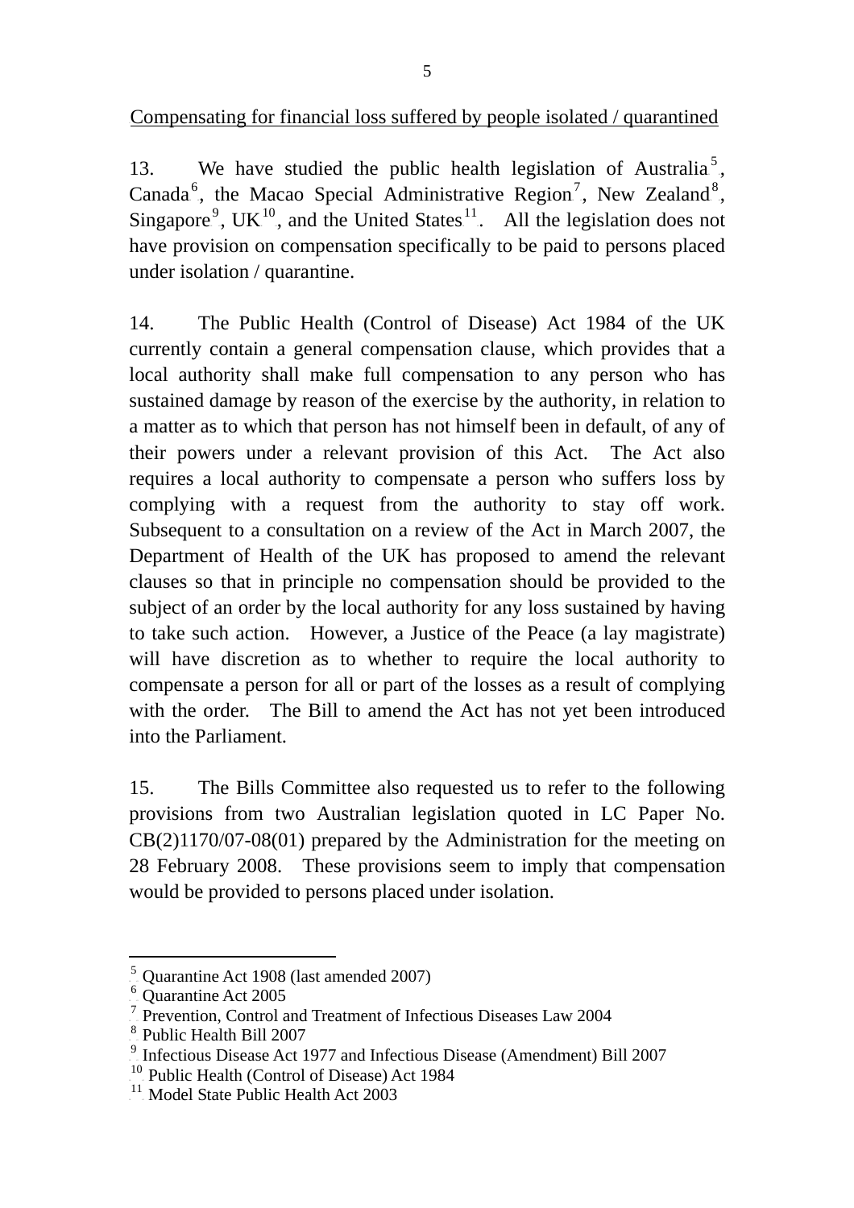<u>Compensating for financial loss suffered by people isolated / quarantined</u>

13. We have studied the public health legislation of Australia[5], Canada[6], the Macao Special Administrative Region[7], New Zealand[8], Singapore[9], UK[10], and the United States[11]. All the legislation does not have provision on compensation specifically to be paid to persons placed under isolation / quarantine.

14. The Public Health (Control of Disease) Act 1984 of the UK currently contain a general compensation clause, which provides that a local authority shall make full compensation to any person who has sustained damage by reason of the exercise by the authority, in relation to a matter as to which that person has not himself been in default, of any of their powers under a relevant provision of this Act. The Act also requires a local authority to compensate a person who suffers loss by complying with a request from the authority to stay off work. Subsequent to a consultation on a review of the Act in March 2007, the Department of Health of the UK has proposed to amend the relevant clauses so that in principle no compensation should be provided to the subject of an order by the local authority for any loss sustained by having to take such action. However, a Justice of the Peace (a lay magistrate) will have discretion as to whether to require the local authority to compensate a person for all or part of the losses as a result of complying with the order. The Bill to amend the Act has not yet been introduced into the Parliament.

15. The Bills Committee also requested us to refer to the following provisions from two Australian legislation quoted in LC Paper No. CB(2)1170/07-08(01) prepared by the Administration for the meeting on 28 February 2008. These provisions seem to imply that compensation would be provided to persons placed under isolation.

---

[5] Quarantine Act 1908 (last amended 2007)
[6] Quarantine Act 2005
[7] Prevention, Control and Treatment of Infectious Diseases Law 2004
[8] Public Health Bill 2007
[9] Infectious Disease Act 1977 and Infectious Disease (Amendment) Bill 2007
[10] Public Health (Control of Disease) Act 1984
[11] Model State Public Health Act 2003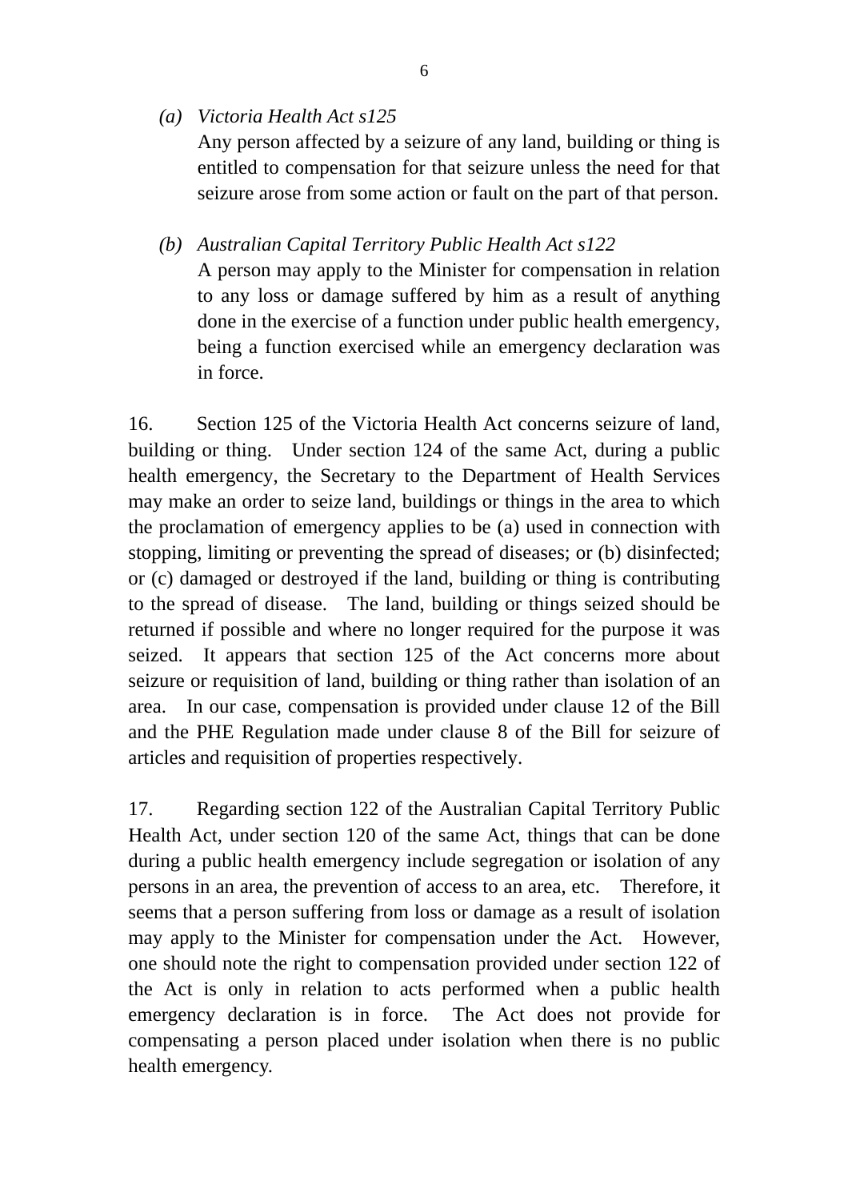(a) *Victoria Health Act s125*

Any person affected by a seizure of any land, building or thing is entitled to compensation for that seizure unless the need for that seizure arose from some action or fault on the part of that person.

(b) *Australian Capital Territory Public Health Act s122*

A person may apply to the Minister for compensation in relation to any loss or damage suffered by him as a result of anything done in the exercise of a function under public health emergency, being a function exercised while an emergency declaration was in force.

16. Section 125 of the Victoria Health Act concerns seizure of land, building or thing. Under section 124 of the same Act, during a public health emergency, the Secretary to the Department of Health Services may make an order to seize land, buildings or things in the area to which the proclamation of emergency applies to be (a) used in connection with stopping, limiting or preventing the spread of diseases; or (b) disinfected; or (c) damaged or destroyed if the land, building or thing is contributing to the spread of disease. The land, building or things seized should be returned if possible and where no longer required for the purpose it was seized. It appears that section 125 of the Act concerns more about seizure or requisition of land, building or thing rather than isolation of an area. In our case, compensation is provided under clause 12 of the Bill and the PHE Regulation made under clause 8 of the Bill for seizure of articles and requisition of properties respectively.

17. Regarding section 122 of the Australian Capital Territory Public Health Act, under section 120 of the same Act, things that can be done during a public health emergency include segregation or isolation of any persons in an area, the prevention of access to an area, etc. Therefore, it seems that a person suffering from loss or damage as a result of isolation may apply to the Minister for compensation under the Act. However, one should note the right to compensation provided under section 122 of the Act is only in relation to acts performed when a public health emergency declaration is in force. The Act does not provide for compensating a person placed under isolation when there is no public health emergency.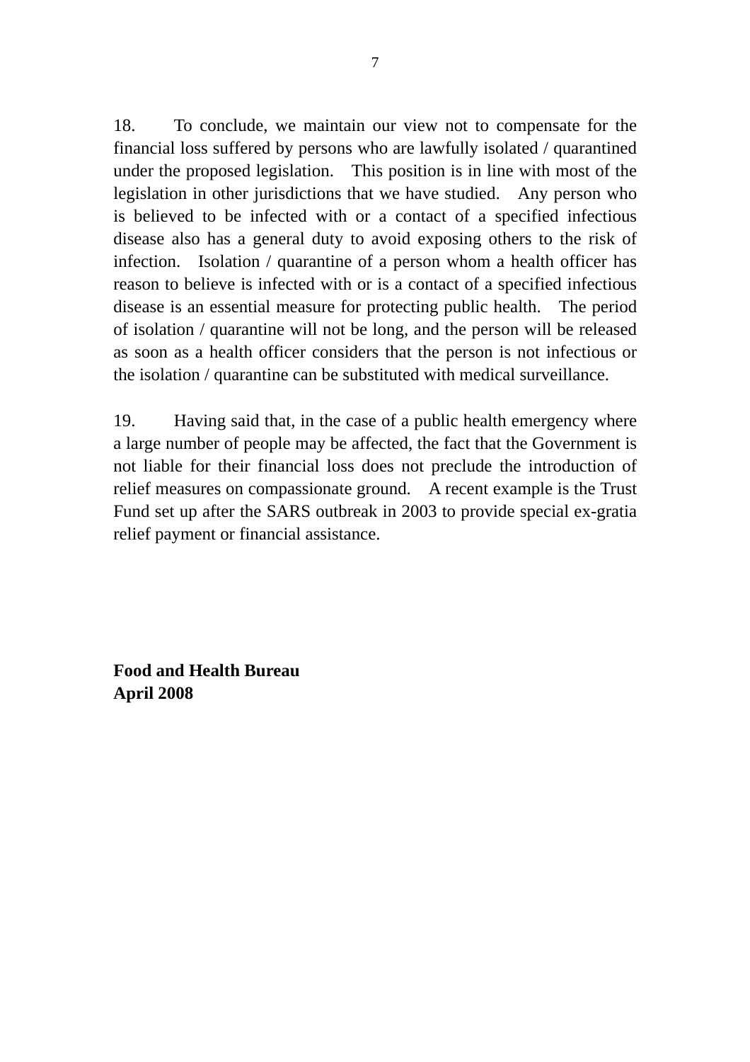18. To conclude, we maintain our view not to compensate for the financial loss suffered by persons who are lawfully isolated / quarantined under the proposed legislation. This position is in line with most of the legislation in other jurisdictions that we have studied. Any person who is believed to be infected with or a contact of a specified infectious disease also has a general duty to avoid exposing others to the risk of infection. Isolation / quarantine of a person whom a health officer has reason to believe is infected with or is a contact of a specified infectious disease is an essential measure for protecting public health. The period of isolation / quarantine will not be long, and the person will be released as soon as a health officer considers that the person is not infectious or the isolation / quarantine can be substituted with medical surveillance.

19. Having said that, in the case of a public health emergency where a large number of people may be affected, the fact that the Government is not liable for their financial loss does not preclude the introduction of relief measures on compassionate ground. A recent example is the Trust Fund set up after the SARS outbreak in 2003 to provide special ex-gratia relief payment or financial assistance.

**Food and Health Bureau**
**April 2008**